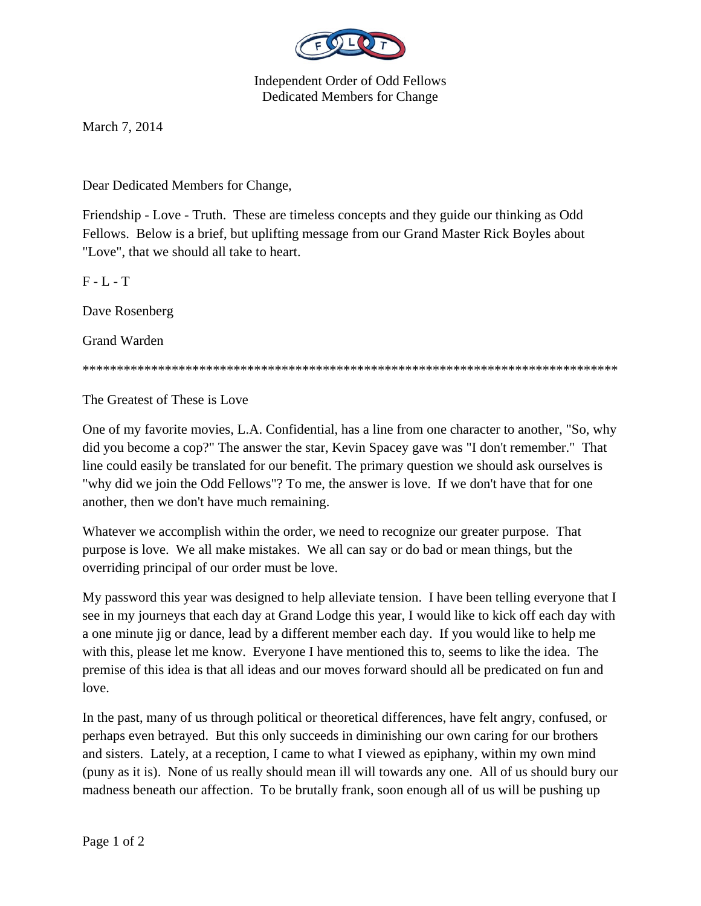Independent Order of Odd Fellows
Dedicated Members for Change

March 7, 2014

Dear Dedicated Members for Change,

Friendship - Love - Truth. These are timeless concepts and they guide our thinking as Odd Fellows. Below is a brief, but uplifting message from our Grand Master Rick Boyles about "Love", that we should all take to heart.

F - L - T

Dave Rosenberg

Grand Warden

*******************************************************************************

The Greatest of These is Love

One of my favorite movies, L.A. Confidential, has a line from one character to another, "So, why did you become a cop?" The answer the star, Kevin Spacey gave was "I don't remember." That line could easily be translated for our benefit. The primary question we should ask ourselves is "why did we join the Odd Fellows"? To me, the answer is love. If we don't have that for one another, then we don't have much remaining.

Whatever we accomplish within the order, we need to recognize our greater purpose. That purpose is love. We all make mistakes. We all can say or do bad or mean things, but the overriding principal of our order must be love.

My password this year was designed to help alleviate tension. I have been telling everyone that I see in my journeys that each day at Grand Lodge this year, I would like to kick off each day with a one minute jig or dance, lead by a different member each day. If you would like to help me with this, please let me know. Everyone I have mentioned this to, seems to like the idea. The premise of this idea is that all ideas and our moves forward should all be predicated on fun and love.

In the past, many of us through political or theoretical differences, have felt angry, confused, or perhaps even betrayed. But this only succeeds in diminishing our own caring for our brothers and sisters. Lately, at a reception, I came to what I viewed as epiphany, within my own mind (puny as it is). None of us really should mean ill will towards any one. All of us should bury our madness beneath our affection. To be brutally frank, soon enough all of us will be pushing up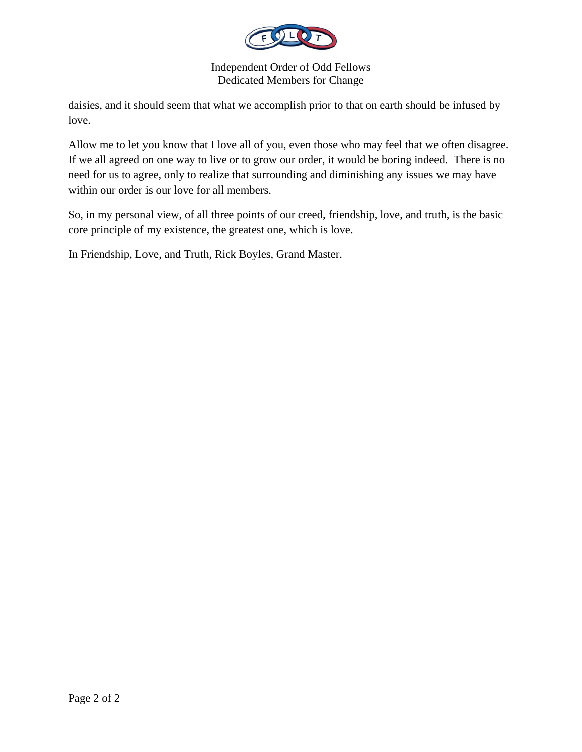daisies, and it should seem that what we accomplish prior to that on earth should be infused by love.

Allow me to let you know that I love all of you, even those who may feel that we often disagree. If we all agreed on one way to live or to grow our order, it would be boring indeed. There is no need for us to agree, only to realize that surrounding and diminishing any issues we may have within our order is our love for all members.

So, in my personal view, of all three points of our creed, friendship, love, and truth, is the basic core principle of my existence, the greatest one, which is love.

In Friendship, Love, and Truth, Rick Boyles, Grand Master.